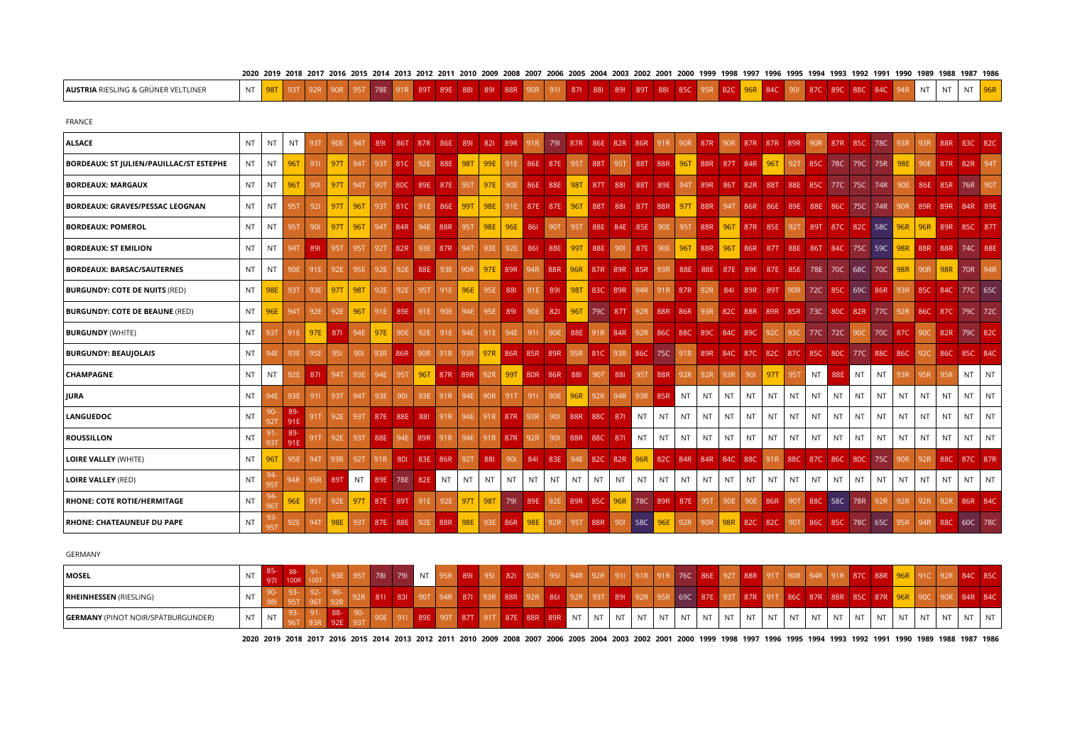| | 2020 | 2019 | 2018 | 2017 | 2016 | 2015 | 2014 | 2013 | 2012 | 2011 | 2010 | 2009 | 2008 | 2007 | 2006 | 2005 | 2004 | 2003 | 2002 | 2001 | 2000 | 1999 | 1998 | 1997 | 1996 | 1995 | 1994 | 1993 | 1992 | 1991 | 1990 | 1989 | 1988 | 1987 | 1986 |
|---|---|---|---|---|---|---|---|---|---|---|---|---|---|---|---|---|---|---|---|---|---|---|---|---|---|---|---|---|---|---|---|---|---|---|---|
| **AUSTRIA** RIESLING & GRÜNER VELTLINER | NT | 98T | 93T | 92R | 90R | 95T | 78E | 91R | 89T | 89E | 88I | 89I | 88R | 90R | 91I | 87I | 88I | 89I | 89T | 88I | 85C | 95R | 82C | 96R | 84C | 90I | 87C | 89C | 88C | 84C | 94R | NT | NT | NT | 96R |

FRANCE

| | 2020 | 2019 | 2018 | 2017 | 2016 | 2015 | 2014 | 2013 | 2012 | 2011 | 2010 | 2009 | 2008 | 2007 | 2006 | 2005 | 2004 | 2003 | 2002 | 2001 | 2000 | 1999 | 1998 | 1997 | 1996 | 1995 | 1994 | 1993 | 1992 | 1991 | 1990 | 1989 | 1988 | 1987 | 1986 |
|---|---|---|---|---|---|---|---|---|---|---|---|---|---|---|---|---|---|---|---|---|---|---|---|---|---|---|---|---|---|---|---|---|---|---|---|
| **ALSACE** | NT | NT | NT | 93T | 90E | 94T | 89I | 86T | 87R | 86E | 89I | 82I | 89R | 91R | 79I | 87R | 86E | 82R | 86R | 91R | 90R | 87R | 90R | 87R | 87R | 89R | 90R | 87R | 85C | 78C | 93R | 93R | 88R | 83C | 82C |
| **BORDEAUX: ST JULIEN/PAUILLAC/ST ESTEPHE** | NT | NT | 96T | 91I | 97T | 94T | 93T | 81C | 92E | 88E | 98T | 99E | 91E | 86E | 87E | 95T | 88T | 95T | 88T | 88R | 96T | 88R | 87T | 84R | 96T | 92T | 85C | 78C | 79C | 75R | 98E | 90E | 87R | 82R | 94T |
| **BORDEAUX: MARGAUX** | NT | NT | 96T | 90I | 97T | 94T | 90T | 80C | 89E | 87E | 95T | 97E | 90E | 86E | 88E | 98T | 87T | 88I | 88T | 89E | 94T | 89R | 86T | 82R | 88T | 88E | 85C | 77C | 75C | 74R | 90E | 86E | 85R | 76R | 90T |
| **BORDEAUX: GRAVES/PESSAC LEOGNAN** | NT | NT | 95T | 92I | 97T | 96T | 93T | 81C | 91E | 86E | 99T | 98E | 91E | 87E | 87E | 96T | 88T | 88I | 87T | 88R | 97T | 88R | 94T | 86R | 86E | 89E | 88E | 86C | 75C | 74R | 90R | 89R | 89R | 84R | 89E |
| **BORDEAUX: POMEROL** | NT | NT | 95T | 90I | 97T | 96T | 94T | 84R | 94E | 88R | 95T | 98E | 96E | 86I | 90T | 95T | 88E | 84E | 85E | 90E | 95T | 88R | 96T | 87R | 85E | 92T | 89T | 87C | 82C | 58C | 96R | 96R | 89R | 85C | 87T |
| **BORDEAUX: ST EMILION** | NT | NT | 94T | 89I | 95T | 95T | 92T | 82R | 93E | 87R | 94T | 93E | 92E | 86I | 88E | 99T | 88E | 90I | 87E | 90E | 96T | 88R | 96T | 86R | 87T | 88E | 86T | 84C | 75C | 59C | 98R | 88R | 88R | 74C | 88E |
| **BORDEAUX: BARSAC/SAUTERNES** | NT | NT | 90E | 91E | 92E | 95E | 92E | 92E | 88E | 93E | 90R | 97E | 89R | 94R | 88R | 96R | 87R | 89R | 85R | 93R | 88E | 88E | 87E | 89E | 87E | 85E | 78E | 70C | 68C | 70C | 98R | 90R | 98R | 70R | 94R |
| **BURGUNDY: COTE DE NUITS** (RED) | NT | 98E | 93T | 93E | 97T | 98T | 92E | 92E | 95T | 91E | 96E | 95E | 88I | 91E | 89I | 98T | 83C | 89R | 94R | 91R | 87R | 92R | 84I | 89R | 89T | 90R | 72C | 85C | 69C | 86R | 93R | 85C | 84C | 77C | 65C |
| **BURGUNDY: COTE DE BEAUNE** (RED) | NT | 96E | 94T | 92E | 92E | 96T | 91E | 89E | 91E | 90E | 94E | 95E | 89I | 90E | 82I | 96T | 79C | 87T | 92R | 88R | 86R | 93R | 82C | 88R | 89R | 85R | 73C | 80C | 82R | 77C | 92R | 86C | 87C | 79C | 72C |
| **BURGUNDY** (WHITE) | NT | 93T | 91E | 97E | 87I | 94E | 97E | 90E | 92E | 91E | 94E | 91E | 94E | 91I | 90E | 88E | 91R | 84R | 92R | 86C | 88C | 89C | 84C | 89C | 92C | 93C | 77C | 72C | 90C | 70C | 87C | 90C | 82R | 79C | 82C |
| **BURGUNDY: BEAUJOLAIS** | NT | 94E | 93E | 95E | 95I | 90I | 93R | 86R | 90R | 91R | 93R | 97R | 86R | 85R | 89R | 95R | 81C | 93R | 86C | 75C | 91R | 89R | 84C | 87C | 82C | 87C | 85C | 80C | 77C | 88C | 86C | 92C | 86C | 85C | 84C |
| **CHAMPAGNE** | NT | NT | 92E | 87I | 94T | 93E | 94E | 95T | 96T | 87R | 89R | 92R | 99T | 80R | 86R | 88I | 90T | 88I | 95T | 88R | 92R | 92R | 93R | 90I | 97T | 95T | NT | 88E | NT | NT | 93R | 95R | 95R | NT | NT |
| **JURA** | NT | 94E | 93E | 91I | 93T | 94T | 93E | 90I | 93E | 91R | 94E | 90R | 91T | 91I | 90E | 96R | 92R | 94R | 93R | 85R | NT | NT | NT | NT | NT | NT | NT | NT | NT | NT | NT | NT | NT | NT | NT |
| **LANGUEDOC** | NT | 90-92T | 89-91E | 91T | 92E | 93T | 87E | 88E | 88I | 91R | 94E | 91R | 87R | 93R | 90I | 88R | 88C | 87I | NT | NT | NT | NT | NT | NT | NT | NT | NT | NT | NT | NT | NT | NT | NT | NT | NT |
| **ROUSSILLON** | NT | 91-93T | 89-91E | 91T | 92E | 93T | 88E | 94E | 89R | 91R | 94E | 91R | 87R | 92R | 90I | 88R | 88C | 87I | NT | NT | NT | NT | NT | NT | NT | NT | NT | NT | NT | NT | NT | NT | NT | NT | NT |
| **LOIRE VALLEY** (WHITE) | NT | 96T | 95E | 94T | 93R | 92T | 91R | 80I | 83E | 86R | 92T | 88I | 90I | 84I | 83E | 94E | 82C | 82R | 96R | 82C | 84R | 84R | 84C | 88C | 91R | 88C | 87C | 86C | 80C | 75C | 90R | 92R | 88C | 87C | 87R |
| **LOIRE VALLEY** (RED) | NT | 94-95T | 94R | 95R | 89T | NT | 89E | 78E | 82E | NT | NT | NT | NT | NT | NT | NT | NT | NT | NT | NT | NT | NT | NT | NT | NT | NT | NT | NT | NT | NT | NT | NT | NT | NT | NT |
| **RHONE: COTE ROTIE/HERMITAGE** | NT | 94-96T | 96E | 95T | 92E | 97T | 87E | 89T | 91E | 92E | 97T | 98T | 79I | 89E | 92E | 89R | 85C | 96R | 78C | 89R | 87E | 95T | 90E | 90E | 86R | 90T | 88C | 58C | 78R | 92R | 92R | 92R | 92R | 86R | 84C |
| **RHONE: CHATEAUNEUF DU PAPE** | NT | 93-95T | 92E | 94T | 98E | 93T | 87E | 88E | 92E | 88R | 98E | 93E | 86R | 98E | 92R | 95T | 88R | 90I | 58C | 96E | 92R | 90R | 98R | 82C | 82C | 90T | 86C | 85C | 78C | 65C | 95R | 94R | 88C | 60C | 78C |

GERMANY

| | 2020 | 2019 | 2018 | 2017 | 2016 | 2015 | 2014 | 2013 | 2012 | 2011 | 2010 | 2009 | 2008 | 2007 | 2006 | 2005 | 2004 | 2003 | 2002 | 2001 | 2000 | 1999 | 1998 | 1997 | 1996 | 1995 | 1994 | 1993 | 1992 | 1991 | 1990 | 1989 | 1988 | 1987 | 1986 |
|---|---|---|---|---|---|---|---|---|---|---|---|---|---|---|---|---|---|---|---|---|---|---|---|---|---|---|---|---|---|---|---|---|---|---|---|
| **MOSEL** | NT | 85-97I | 88-100R | 91-100T | 93E | 95T | 78I | 79I | NT | 95R | 89I | 95I | 82I | 92R | 95I | 94R | 92R | 91I | 91R | 91R | 76C | 86E | 92T | 88R | 91T | 90R | 94R | 91R | 87C | 88R | 96R | 91C | 92R | 84C | 85C |
| **RHEINHESSEN** (RIESLING) | NT | 90-98I | 93-95T | 92-96T | 90-92R | 92R | 81I | 83I | 90T | 94R | 87I | 93R | 88R | 92R | 86I | 92R | 93T | 89I | 92R | 95R | 69C | 87E | 93T | 87R | 91T | 86C | 87R | 88R | 85C | 87R | 96R | 90C | 90R | 84R | 84C |
| **GERMANY** (PINOT NOIR/SPÄTBURGUNDER) | NT | NT | 93-96T | 91-93R | 88-92E | 90-93T | 90E | 91I | 89E | 90T | 87T | 91T | 87E | 88R | 89R | NT | NT | NT | NT | NT | NT | NT | NT | NT | NT | NT | NT | NT | NT | NT | NT | NT | NT | NT | NT |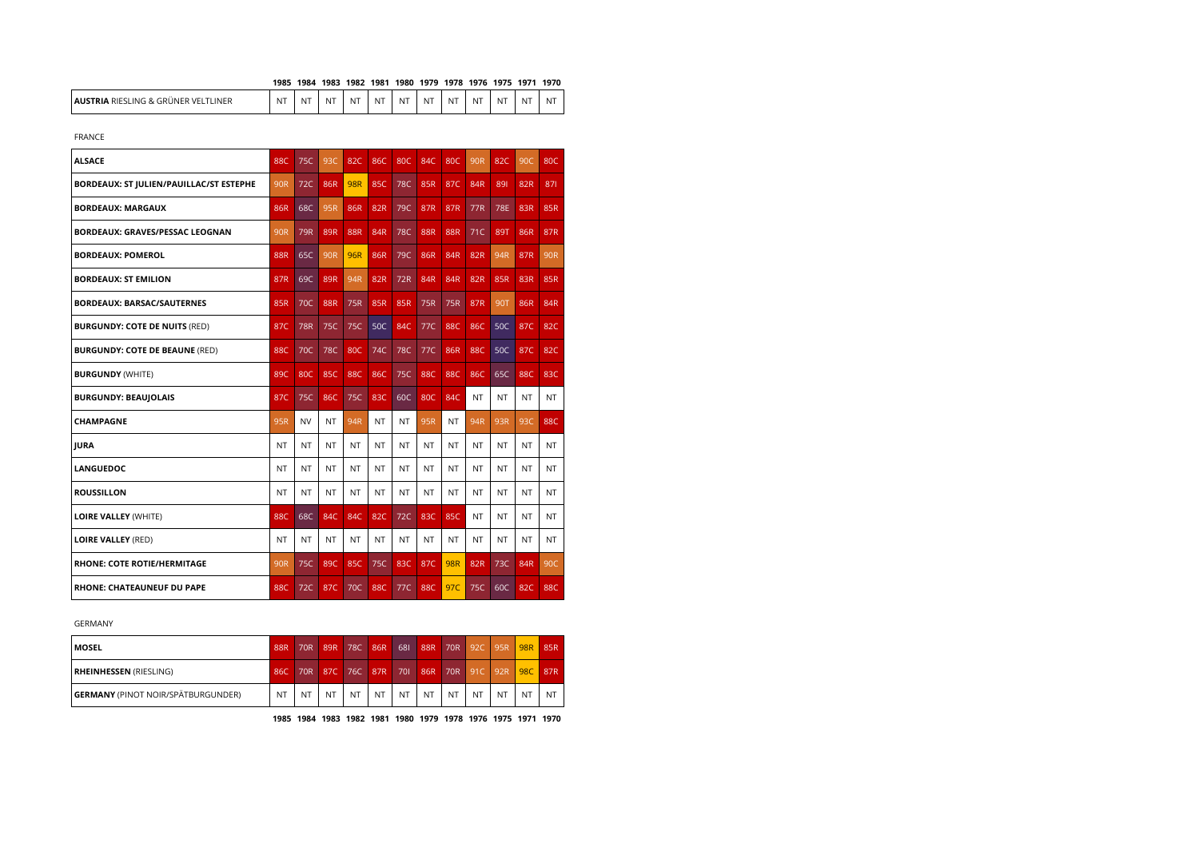| | 1985 | 1984 | 1983 | 1982 | 1981 | 1980 | 1979 | 1978 | 1976 | 1975 | 1971 | 1970 |
|---|---|---|---|---|---|---|---|---|---|---|---|---|
| **AUSTRIA** RIESLING & GRÜNER VELTLINER | NT | NT | NT | NT | NT | NT | NT | NT | NT | NT | NT | NT |

FRANCE

| | 1985 | 1984 | 1983 | 1982 | 1981 | 1980 | 1979 | 1978 | 1976 | 1975 | 1971 | 1970 |
|---|---|---|---|---|---|---|---|---|---|---|---|---|
| **ALSACE** | 88C | 75C | 93C | 82C | 86C | 80C | 84C | 80C | 90R | 82C | 90C | 80C |
| **BORDEAUX: ST JULIEN/PAUILLAC/ST ESTEPHE** | 90R | 72C | 86R | 98R | 85C | 78C | 85R | 87C | 84R | 89I | 82R | 87I |
| **BORDEAUX: MARGAUX** | 86R | 68C | 95R | 86R | 82R | 79C | 87R | 87R | 77R | 78E | 83R | 85R |
| **BORDEAUX: GRAVES/PESSAC LEOGNAN** | 90R | 79R | 89R | 88R | 84R | 78C | 88R | 88R | 71C | 89T | 86R | 87R |
| **BORDEAUX: POMEROL** | 88R | 65C | 90R | 96R | 86R | 79C | 86R | 84R | 82R | 94R | 87R | 90R |
| **BORDEAUX: ST EMILION** | 87R | 69C | 89R | 94R | 82R | 72R | 84R | 84R | 82R | 85R | 83R | 85R |
| **BORDEAUX: BARSAC/SAUTERNES** | 85R | 70C | 88R | 75R | 85R | 85R | 75R | 75R | 87R | 90T | 86R | 84R |
| **BURGUNDY: COTE DE NUITS** (RED) | 87C | 78R | 75C | 75C | 50C | 84C | 77C | 88C | 86C | 50C | 87C | 82C |
| **BURGUNDY: COTE DE BEAUNE** (RED) | 88C | 70C | 78C | 80C | 74C | 78C | 77C | 86R | 88C | 50C | 87C | 82C |
| **BURGUNDY** (WHITE) | 89C | 80C | 85C | 88C | 86C | 75C | 88C | 88C | 86C | 65C | 88C | 83C |
| **BURGUNDY: BEAUJOLAIS** | 87C | 75C | 86C | 75C | 83C | 60C | 80C | 84C | NT | NT | NT | NT |
| **CHAMPAGNE** | 95R | NV | NT | 94R | NT | NT | 95R | NT | 94R | 93R | 93C | 88C |
| **JURA** | NT | NT | NT | NT | NT | NT | NT | NT | NT | NT | NT | NT |
| **LANGUEDOC** | NT | NT | NT | NT | NT | NT | NT | NT | NT | NT | NT | NT |
| **ROUSSILLON** | NT | NT | NT | NT | NT | NT | NT | NT | NT | NT | NT | NT |
| **LOIRE VALLEY** (WHITE) | 88C | 68C | 84C | 84C | 82C | 72C | 83C | 85C | NT | NT | NT | NT |
| **LOIRE VALLEY** (RED) | NT | NT | NT | NT | NT | NT | NT | NT | NT | NT | NT | NT |
| **RHONE: COTE ROTIE/HERMITAGE** | 90R | 75C | 89C | 85C | 75C | 83C | 87C | 98R | 82R | 73C | 84R | 90C |
| **RHONE: CHATEAUNEUF DU PAPE** | 88C | 72C | 87C | 70C | 88C | 77C | 88C | 97C | 75C | 60C | 82C | 88C |

GERMANY

| | 1985 | 1984 | 1983 | 1982 | 1981 | 1980 | 1979 | 1978 | 1976 | 1975 | 1971 | 1970 |
|---|---|---|---|---|---|---|---|---|---|---|---|---|
| **MOSEL** | 88R | 70R | 89R | 78C | 86R | 68I | 88R | 70R | 92C | 95R | 98R | 85R |
| **RHEINHESSEN** (RIESLING) | 86C | 70R | 87C | 76C | 87R | 70I | 86R | 70R | 91C | 92R | 98C | 87R |
| **GERMANY** (PINOT NOIR/SPÄTBURGUNDER) | NT | NT | NT | NT | NT | NT | NT | NT | NT | NT | NT | NT |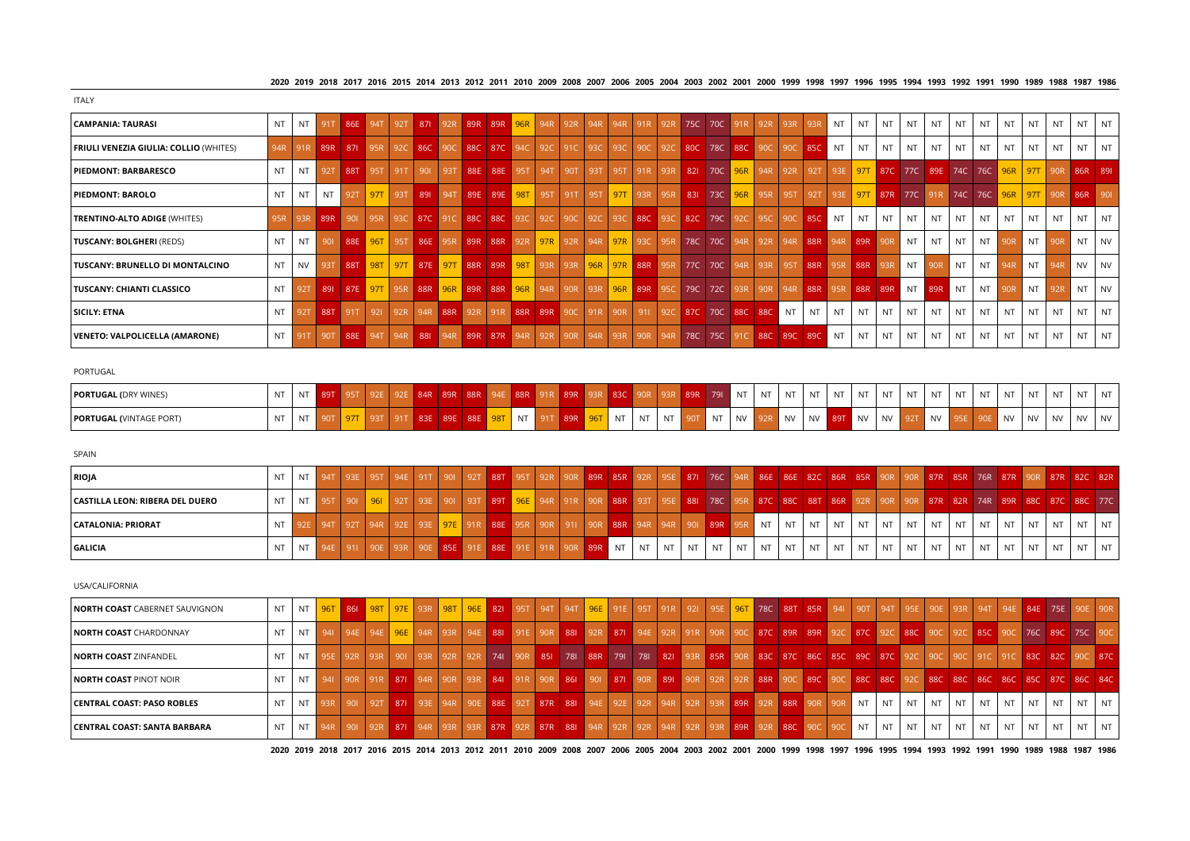| | 2020 | 2019 | 2018 | 2017 | 2016 | 2015 | 2014 | 2013 | 2012 | 2011 | 2010 | 2009 | 2008 | 2007 | 2006 | 2005 | 2004 | 2003 | 2002 | 2001 | 2000 | 1999 | 1998 | 1997 | 1996 | 1995 | 1994 | 1993 | 1992 | 1991 | 1990 | 1989 | 1988 | 1987 | 1986 |
|---|---|---|---|---|---|---|---|---|---|---|---|---|---|---|---|---|---|---|---|---|---|---|---|---|---|---|---|---|---|---|---|---|---|---|---|
| **ITALY** | | | | | | | | | | | | | | | | | | | | | | | | | | | | | | | | | | | |
| **CAMPANIA: TAURASI** | NT | NT | 91T | 86E | 94T | 92T | 87I | 92R | 89R | 89R | 96R | 94R | 92R | 94R | 94R | 91R | 92R | 75C | 70C | 91R | 92R | 93R | 93R | NT | NT | NT | NT | NT | NT | NT | NT | NT | NT | NT | NT |
| **FRIULI VENEZIA GIULIA: COLLIO** (WHITES) | 94R | 91R | 89R | 87I | 95R | 92C | 86C | 90C | 88C | 87C | 94C | 92C | 91C | 93C | 93C | 90C | 92C | 80C | 78C | 88C | 90C | 90C | 85C | NT | NT | NT | NT | NT | NT | NT | NT | NT | NT | NT | NT |
| **PIEDMONT: BARBARESCO** | NT | NT | 92T | 88T | 95T | 91T | 90I | 93T | 88E | 88E | 95T | 94T | 90T | 93T | 95T | 91R | 93R | 82I | 70C | 96R | 94R | 92R | 92T | 93E | 97T | 87C | 77C | 89E | 74C | 76C | 96R | 97T | 90R | 86R | 89I |
| **PIEDMONT: BAROLO** | NT | NT | NT | 92T | 97T | 93T | 89I | 94T | 89E | 89E | 98T | 95T | 91T | 95T | 97T | 93R | 95R | 83I | 73C | 96R | 95R | 95T | 92T | 93E | 97T | 87R | 77C | 91R | 74C | 76C | 96R | 97T | 90R | 86R | 90I |
| **TRENTINO-ALTO ADIGE** (WHITES) | 95R | 93R | 89R | 90I | 95R | 93C | 87C | 91C | 88C | 88C | 93C | 92C | 90C | 92C | 93C | 88C | 93C | 82C | 79C | 92C | 95C | 90C | 85C | NT | NT | NT | NT | NT | NT | NT | NT | NT | NT | NT | NT |
| **TUSCANY: BOLGHERI** (REDS) | NT | NT | 90I | 88E | 96T | 95T | 86E | 95R | 89R | 88R | 92R | 97R | 92R | 94R | 97R | 93C | 95R | 78C | 70C | 94R | 92R | 94R | 88R | 94R | 89R | 90R | NT | NT | NT | NT | 90R | NT | 90R | NT | NV |
| **TUSCANY: BRUNELLO DI MONTALCINO** | NT | NV | 93T | 88T | 98T | 97T | 87E | 97T | 88R | 89R | 98T | 93R | 93R | 96R | 97R | 88R | 95R | 77C | 70C | 94R | 93R | 95T | 88R | 95R | 88R | 93R | NT | 90R | NT | NT | 94R | NT | 94R | NV | NV |
| **TUSCANY: CHIANTI CLASSICO** | NT | 92T | 89I | 87E | 97T | 95R | 88R | 96R | 89R | 88R | 96R | 94R | 90R | 93R | 96R | 89R | 95C | 79C | 72C | 93R | 90R | 94R | 88R | 95R | 88R | 89R | NT | 89R | NT | NT | 90R | NT | 92R | NT | NV |
| **SICILY: ETNA** | NT | 92T | 88T | 91T | 92I | 92R | 94R | 88R | 92R | 91R | 88R | 89R | 90C | 91R | 90R | 91I | 92C | 87C | 70C | 88C | 88C | NT | NT | NT | NT | NT | NT | NT | NT | NT | NT | NT | NT | NT | NT |
| **VENETO: VALPOLICELLA (AMARONE)** | NT | 91T | 90T | 88E | 94T | 94R | 88I | 94R | 89R | 87R | 94R | 92R | 90R | 94R | 93R | 90R | 94R | 78C | 75C | 91C | 88C | 89C | 89C | NT | NT | NT | NT | NT | NT | NT | NT | NT | NT | NT | NT |
| **PORTUGAL** | | | | | | | | | | | | | | | | | | | | | | | | | | | | | | | | | | | |
| **PORTUGAL** (DRY WINES) | NT | NT | 89T | 95T | 92E | 92E | 84R | 89R | 88R | 94E | 88R | 91R | 89R | 93R | 83C | 90R | 93R | 89R | 79I | NT | NT | NT | NT | NT | NT | NT | NT | NT | NT | NT | NT | NT | NT | NT | NT |
| **PORTUGAL** (VINTAGE PORT) | NT | NT | 90T | 97T | 93T | 91T | 83E | 89E | 88E | 98T | NT | 91T | 89R | 96T | NT | NT | NT | 90T | NT | NV | 92R | NV | NV | 89T | NV | NV | 92T | NV | 95E | 90E | NV | NV | NV | NV | NV |
| **SPAIN** | | | | | | | | | | | | | | | | | | | | | | | | | | | | | | | | | | | |
| **RIOJA** | NT | NT | 94T | 93E | 95T | 94E | 91T | 90I | 92T | 88T | 95T | 92R | 90R | 89R | 85R | 92R | 95E | 87I | 76C | 94R | 86E | 86E | 82C | 86R | 85R | 90R | 90R | 87R | 85R | 76R | 87R | 90R | 87R | 82C | 82R |
| **CASTILLA LEON: RIBERA DEL DUERO** | NT | NT | 95T | 90I | 96I | 92T | 93E | 90I | 93T | 89T | 96E | 94R | 91R | 90R | 88R | 93T | 95E | 88I | 78C | 95R | 87C | 88C | 88T | 86R | 92R | 90R | 90R | 87R | 82R | 74R | 89R | 88C | 87C | 88C | 77C |
| **CATALONIA: PRIORAT** | NT | 92E | 94T | 92T | 94R | 92E | 93E | 97E | 91R | 88E | 95R | 90R | 91I | 90R | 88R | 94R | 94R | 90I | 89R | 95R | NT | NT | NT | NT | NT | NT | NT | NT | NT | NT | NT | NT | NT | NT | NT |
| **GALICIA** | NT | NT | 94E | 91I | 90E | 93R | 90E | 85E | 91E | 88E | 91E | 91R | 90R | 89R | NT | NT | NT | NT | NT | NT | NT | NT | NT | NT | NT | NT | NT | NT | NT | NT | NT | NT | NT | NT | NT |
| **USA/CALIFORNIA** | | | | | | | | | | | | | | | | | | | | | | | | | | | | | | | | | | | |
| **NORTH COAST** CABERNET SAUVIGNON | NT | NT | 96T | 86I | 98T | 97E | 93R | 98T | 96E | 82I | 95T | 94T | 94T | 96E | 91E | 95T | 91R | 92I | 95E | 96T | 78C | 88T | 85R | 94I | 90T | 94T | 95E | 90E | 93R | 94T | 94E | 84E | 75E | 90E | 90R |
| **NORTH COAST** CHARDONNAY | NT | NT | 94I | 94E | 94E | 96E | 94R | 93R | 94E | 88I | 91E | 90R | 88I | 92R | 87I | 94E | 92R | 91R | 90R | 90C | 87C | 89R | 89R | 92C | 87C | 92C | 88C | 90C | 92C | 85C | 90C | 76C | 89C | 75C | 90C |
| **NORTH COAST** ZINFANDEL | NT | NT | 95E | 92R | 93R | 90I | 93R | 92R | 92R | 74I | 90R | 85I | 78I | 88R | 79I | 78I | 82I | 93R | 85R | 90R | 83C | 87C | 86C | 85C | 89C | 87C | 92C | 90C | 90C | 91C | 91C | 83C | 82C | 90C | 87C |
| **NORTH COAST** PINOT NOIR | NT | NT | 94I | 90R | 91R | 87I | 94R | 90R | 93R | 84I | 91R | 90R | 86I | 90I | 87I | 90R | 89I | 90R | 92R | 92R | 88R | 90C | 89C | 90C | 88C | 88C | 92C | 88C | 88C | 86C | 86C | 85C | 87C | 86C | 84C |
| **CENTRAL COAST: PASO ROBLES** | NT | NT | 93R | 90I | 92T | 87I | 93E | 94R | 90E | 88E | 92T | 87R | 88I | 94E | 92E | 92R | 94R | 92R | 93R | 89R | 92R | 88R | 90R | 90R | NT | NT | NT | NT | NT | NT | NT | NT | NT | NT | NT |
| **CENTRAL COAST: SANTA BARBARA** | NT | NT | 94R | 90I | 92R | 87I | 94R | 93R | 93R | 87R | 92R | 87R | 88I | 94R | 92R | 92R | 94R | 92R | 93R | 89R | 92R | 88C | 90C | 90C | NT | NT | NT | NT | NT | NT | NT | NT | NT | NT | NT |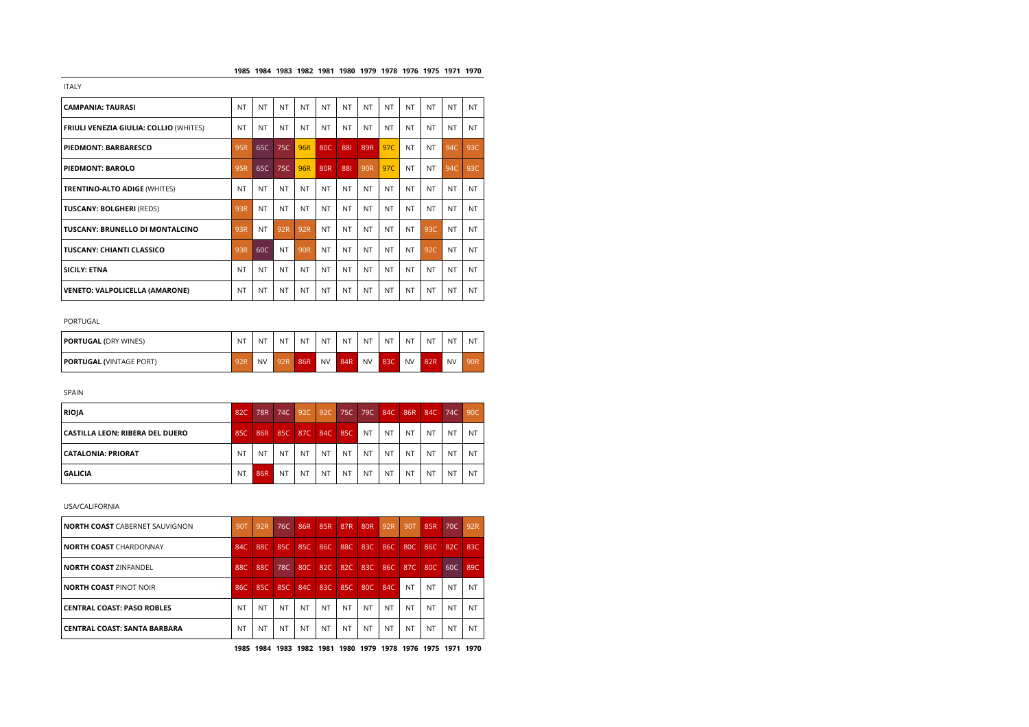| | 1985 | 1984 | 1983 | 1982 | 1981 | 1980 | 1979 | 1978 | 1976 | 1975 | 1971 | 1970 |
|---|---|---|---|---|---|---|---|---|---|---|---|---|
| ITALY | | | | | | | | | | | | |
| **CAMPANIA: TAURASI** | NT | NT | NT | NT | NT | NT | NT | NT | NT | NT | NT | NT |
| **FRIULI VENEZIA GIULIA: COLLIO** (WHITES) | NT | NT | NT | NT | NT | NT | NT | NT | NT | NT | NT | NT |
| **PIEDMONT: BARBARESCO** | 95R | 65C | 75C | 96R | 80C | 88I | 89R | 97C | NT | NT | 94C | 93C |
| **PIEDMONT: BAROLO** | 95R | 65C | 75C | 96R | 80R | 88I | 90R | 97C | NT | NT | 94C | 93C |
| **TRENTINO-ALTO ADIGE** (WHITES) | NT | NT | NT | NT | NT | NT | NT | NT | NT | NT | NT | NT |
| **TUSCANY: BOLGHERI** (REDS) | 93R | NT | NT | NT | NT | NT | NT | NT | NT | NT | NT | NT |
| **TUSCANY: BRUNELLO DI MONTALCINO** | 93R | NT | 92R | 92R | NT | NT | NT | NT | NT | 93C | NT | NT |
| **TUSCANY: CHIANTI CLASSICO** | 93R | 60C | NT | 90R | NT | NT | NT | NT | NT | 92C | NT | NT |
| **SICILY: ETNA** | NT | NT | NT | NT | NT | NT | NT | NT | NT | NT | NT | NT |
| **VENETO: VALPOLICELLA (AMARONE)** | NT | NT | NT | NT | NT | NT | NT | NT | NT | NT | NT | NT |
| PORTUGAL | | | | | | | | | | | | |
| **PORTUGAL (**DRY WINES) | NT | NT | NT | NT | NT | NT | NT | NT | NT | NT | NT | NT |
| **PORTUGAL (**VINTAGE PORT) | 92R | NV | 92R | 86R | NV | 84R | NV | 83C | NV | 82R | NV | 90R |
| SPAIN | | | | | | | | | | | | |
| **RIOJA** | 82C | 78R | 74C | 92C | 92C | 75C | 79C | 84C | 86R | 84C | 74C | 90C |
| **CASTILLA LEON: RIBERA DEL DUERO** | 85C | 86R | 85C | 87C | 84C | 85C | NT | NT | NT | NT | NT | NT |
| **CATALONIA: PRIORAT** | NT | NT | NT | NT | NT | NT | NT | NT | NT | NT | NT | NT |
| **GALICIA** | NT | 86R | NT | NT | NT | NT | NT | NT | NT | NT | NT | NT |
| USA/CALIFORNIA | | | | | | | | | | | | |
| **NORTH COAST** CABERNET SAUVIGNON | 90T | 92R | 76C | 86R | 85R | 87R | 80R | 92R | 90T | 85R | 70C | 92R |
| **NORTH COAST** CHARDONNAY | 84C | 88C | 85C | 85C | 86C | 88C | 83C | 86C | 80C | 86C | 82C | 83C |
| **NORTH COAST** ZINFANDEL | 88C | 88C | 78C | 80C | 82C | 82C | 83C | 86C | 87C | 80C | 60C | 89C |
| **NORTH COAST** PINOT NOIR | 86C | 85C | 85C | 84C | 83C | 85C | 80C | 84C | NT | NT | NT | NT |
| **CENTRAL COAST: PASO ROBLES** | NT | NT | NT | NT | NT | NT | NT | NT | NT | NT | NT | NT |
| **CENTRAL COAST: SANTA BARBARA** | NT | NT | NT | NT | NT | NT | NT | NT | NT | NT | NT | NT |
| | 1985 | 1984 | 1983 | 1982 | 1981 | 1980 | 1979 | 1978 | 1976 | 1975 | 1971 | 1970 |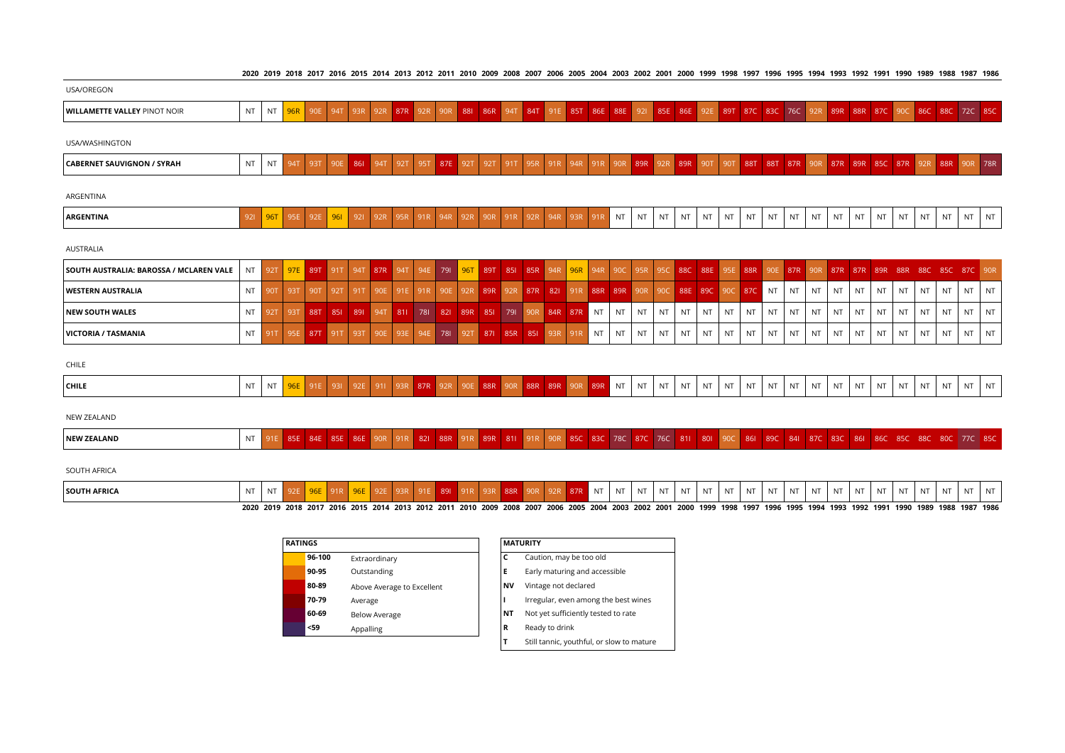| | 2020 | 2019 | 2018 | 2017 | 2016 | 2015 | 2014 | 2013 | 2012 | 2011 | 2010 | 2009 | 2008 | 2007 | 2006 | 2005 | 2004 | 2003 | 2002 | 2001 | 2000 | 1999 | 1998 | 1997 | 1996 | 1995 | 1994 | 1993 | 1992 | 1991 | 1990 | 1989 | 1988 | 1987 | 1986 |
|---|---|---|---|---|---|---|---|---|---|---|---|---|---|---|---|---|---|---|---|---|---|---|---|---|---|---|---|---|---|---|---|---|---|---|---|
| USA/OREGON | | | | | | | | | | | | | | | | | | | | | | | | | | | | | | | | | | | |
| **WILLAMETTE VALLEY** PINOT NOIR | NT | NT | 96R | 90E | 94T | 93R | 92R | 87R | 92R | 90R | 88I | 86R | 94T | 84T | 91E | 85T | 86E | 88E | 92I | 85E | 86E | 92E | 89T | 87C | 83C | 76C | 92R | 89R | 88R | 87C | 90C | 86C | 88C | 72C | 85C |
| USA/WASHINGTON | | | | | | | | | | | | | | | | | | | | | | | | | | | | | | | | | | | |
| **CABERNET SAUVIGNON / SYRAH** | NT | NT | 94T | 93T | 90E | 86I | 94T | 92T | 95T | 87E | 92T | 92T | 91T | 95R | 91R | 94R | 91R | 90R | 89R | 92R | 89R | 90T | 90T | 88T | 88T | 87R | 90R | 87R | 89R | 85C | 87R | 92R | 88R | 90R | 78R |
| ARGENTINA | | | | | | | | | | | | | | | | | | | | | | | | | | | | | | | | | | | |
| **ARGENTINA** | 92I | 96T | 95E | 92E | 96I | 92I | 92R | 95R | 91R | 94R | 92R | 90R | 91R | 92R | 94R | 93R | 91R | NT | NT | NT | NT | NT | NT | NT | NT | NT | NT | NT | NT | NT | NT | NT | NT | NT | NT |
| AUSTRALIA | | | | | | | | | | | | | | | | | | | | | | | | | | | | | | | | | | | |
| **SOUTH AUSTRALIA: BAROSSA / MCLAREN VALE** | NT | 92T | 97E | 89T | 91T | 94T | 87R | 94T | 94E | 79I | 96T | 89T | 85I | 85R | 94R | 96R | 94R | 90C | 95R | 95C | 88C | 88E | 95E | 88R | 90E | 87R | 90R | 87R | 87R | 89R | 88R | 88C | 85C | 87C | 90R |
| **WESTERN AUSTRALIA** | NT | 90T | 93T | 90T | 92T | 91T | 90E | 91E | 91R | 90E | 92R | 89R | 92R | 87R | 82I | 91R | 88R | 89R | 90R | 90C | 88E | 89C | 90C | 87C | NT | NT | NT | NT | NT | NT | NT | NT | NT | NT | NT |
| **NEW SOUTH WALES** | NT | 92T | 93T | 88T | 85I | 89I | 94T | 81I | 78I | 82I | 89R | 85I | 79I | 90R | 84R | 87R | NT | NT | NT | NT | NT | NT | NT | NT | NT | NT | NT | NT | NT | NT | NT | NT | NT | NT | NT |
| **VICTORIA / TASMANIA** | NT | 91T | 95E | 87T | 91T | 93T | 90E | 93E | 94E | 78I | 92T | 87I | 85R | 85I | 93R | 91R | NT | NT | NT | NT | NT | NT | NT | NT | NT | NT | NT | NT | NT | NT | NT | NT | NT | NT | NT |
| CHILE | | | | | | | | | | | | | | | | | | | | | | | | | | | | | | | | | | | |
| **CHILE** | NT | NT | 96E | 91E | 93I | 92E | 91I | 93R | 87R | 92R | 90E | 88R | 90R | 88R | 89R | 90R | 89R | NT | NT | NT | NT | NT | NT | NT | NT | NT | NT | NT | NT | NT | NT | NT | NT | NT | NT |
| NEW ZEALAND | | | | | | | | | | | | | | | | | | | | | | | | | | | | | | | | | | | |
| **NEW ZEALAND** | NT | 91E | 85E | 84E | 85E | 86E | 90R | 91R | 82I | 88R | 91R | 89R | 81I | 91R | 90R | 85C | 83C | 78C | 87C | 76C | 81I | 80I | 90C | 86I | 89C | 84I | 87C | 83C | 86I | 86C | 85C | 88C | 80C | 77C | 85C |
| SOUTH AFRICA | | | | | | | | | | | | | | | | | | | | | | | | | | | | | | | | | | | |
| **SOUTH AFRICA** | NT | NT | 92E | 96E | 91R | 96E | 92E | 93R | 91E | 89I | 91R | 93R | 88R | 90R | 92R | 87R | NT | NT | NT | NT | NT | NT | NT | NT | NT | NT | NT | NT | NT | NT | NT | NT | NT | NT | NT |
| | 2020 | 2019 | 2018 | 2017 | 2016 | 2015 | 2014 | 2013 | 2012 | 2011 | 2010 | 2009 | 2008 | 2007 | 2006 | 2005 | 2004 | 2003 | 2002 | 2001 | 2000 | 1999 | 1998 | 1997 | 1996 | 1995 | 1994 | 1993 | 1992 | 1991 | 1990 | 1989 | 1988 | 1987 | 1986 |

| RATINGS | |
|---|---|
| 96-100 | Extraordinary |
| 90-95 | Outstanding |
| 80-89 | Above Average to Excellent |
| 70-79 | Average |
| 60-69 | Below Average |
| <59 | Appalling |

| MATURITY | |
|---|---|
| C | Caution, may be too old |
| E | Early maturing and accessible |
| NV | Vintage not declared |
| I | Irregular, even among the best wines |
| NT | Not yet sufficiently tested to rate |
| R | Ready to drink |
| T | Still tannic, youthful, or slow to mature |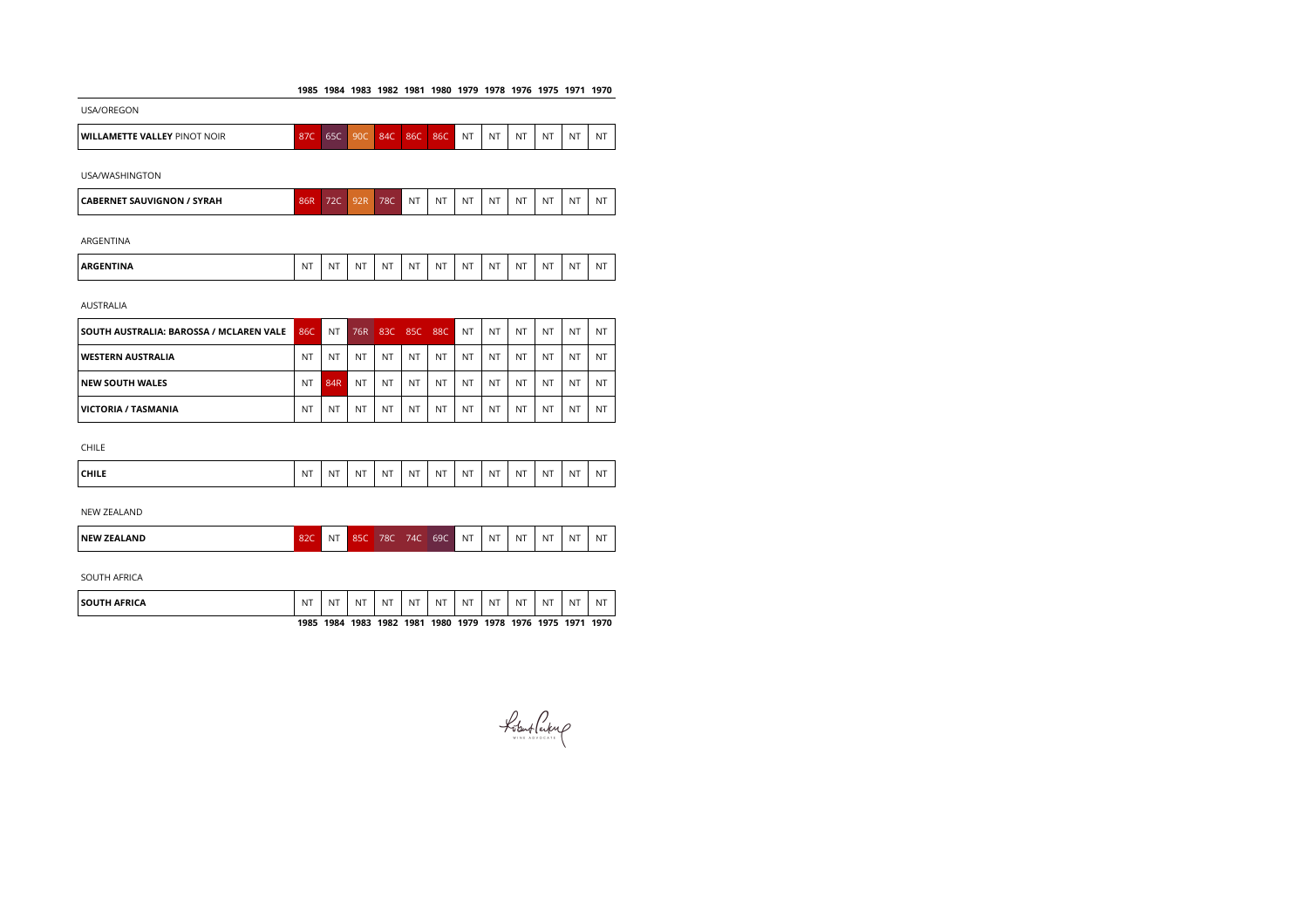| | 1985 | 1984 | 1983 | 1982 | 1981 | 1980 | 1979 | 1978 | 1976 | 1975 | 1971 | 1970 |
|---|---|---|---|---|---|---|---|---|---|---|---|---|
| USA/OREGON | | | | | | | | | | | | |
| **WILLAMETTE VALLEY** PINOT NOIR | 87C | 65C | 90C | 84C | 86C | 86C | NT | NT | NT | NT | NT | NT |
| USA/WASHINGTON | | | | | | | | | | | | |
| **CABERNET SAUVIGNON / SYRAH** | 86R | 72C | 92R | 78C | NT | NT | NT | NT | NT | NT | NT | NT |
| ARGENTINA | | | | | | | | | | | | |
| **ARGENTINA** | NT | NT | NT | NT | NT | NT | NT | NT | NT | NT | NT | NT |
| AUSTRALIA | | | | | | | | | | | | |
| **SOUTH AUSTRALIA: BAROSSA / MCLAREN VALE** | 86C | NT | 76R | 83C | 85C | 88C | NT | NT | NT | NT | NT | NT |
| **WESTERN AUSTRALIA** | NT | NT | NT | NT | NT | NT | NT | NT | NT | NT | NT | NT |
| **NEW SOUTH WALES** | NT | 84R | NT | NT | NT | NT | NT | NT | NT | NT | NT | NT |
| **VICTORIA / TASMANIA** | NT | NT | NT | NT | NT | NT | NT | NT | NT | NT | NT | NT |
| CHILE | | | | | | | | | | | | |
| **CHILE** | NT | NT | NT | NT | NT | NT | NT | NT | NT | NT | NT | NT |
| NEW ZEALAND | | | | | | | | | | | | |
| **NEW ZEALAND** | 82C | NT | 85C | 78C | 74C | 69C | NT | NT | NT | NT | NT | NT |
| SOUTH AFRICA | | | | | | | | | | | | |
| **SOUTH AFRICA** | NT | NT | NT | NT | NT | NT | NT | NT | NT | NT | NT | NT |
| | 1985 | 1984 | 1983 | 1982 | 1981 | 1980 | 1979 | 1978 | 1976 | 1975 | 1971 | 1970 |

Robert Parker WINE ADVOCATE